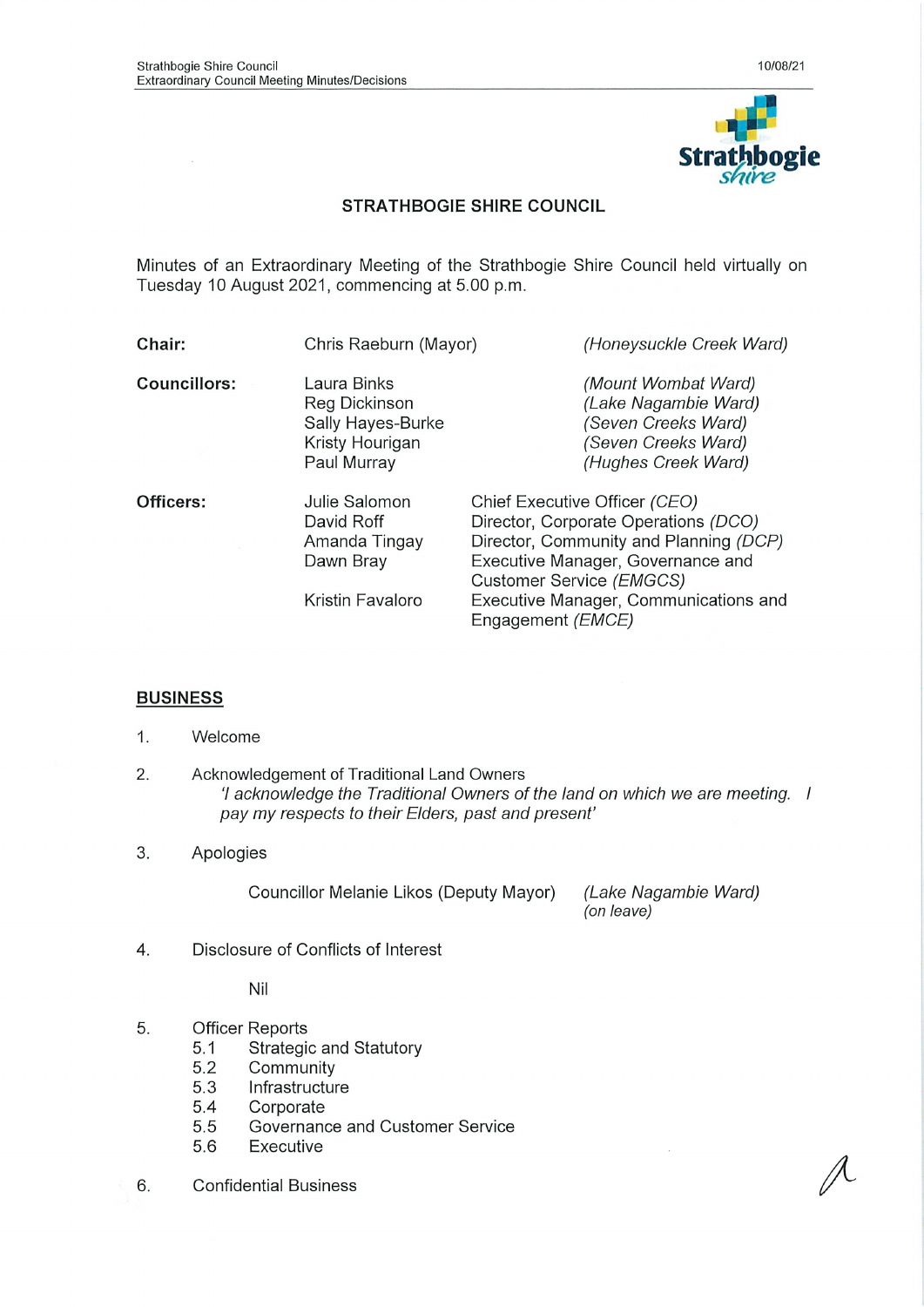# STRATHBOGIE SHIRE COUNCIL

Minutes of an Extraordinary Meeting of the Strathbogie Shire Council held virtually on Tuesday 10 August 2021, commencing at 5.00 p.m.

| | | |
|---|---|---|
| **Chair:** | Chris Raeburn (Mayor) | *(Honeysuckle Creek Ward)* |
| **Councillors:** | Laura Binks | *(Mount Wombat Ward)* |
| | Reg Dickinson | *(Lake Nagambie Ward)* |
| | Sally Hayes-Burke | *(Seven Creeks Ward)* |
| | Kristy Hourigan | *(Seven Creeks Ward)* |
| | Paul Murray | *(Hughes Creek Ward)* |

| | | |
|---|---|---|
| **Officers:** | Julie Salomon | Chief Executive Officer *(CEO)* |
| | David Roff | Director, Corporate Operations *(DCO)* |
| | Amanda Tingay | Director, Community and Planning *(DCP)* |
| | Dawn Bray | Executive Manager, Governance and Customer Service *(EMGCS)* |
| | Kristin Favaloro | Executive Manager, Communications and Engagement *(EMCE)* |

## BUSINESS

1. Welcome

2. Acknowledgement of Traditional Land Owners
   *'I acknowledge the Traditional Owners of the land on which we are meeting. I pay my respects to their Elders, past and present'*

3. Apologies

   Councillor Melanie Likos (Deputy Mayor) *(Lake Nagambie Ward)* *(on leave)*

4. Disclosure of Conflicts of Interest

   Nil

5. Officer Reports
   - 5.1 Strategic and Statutory
   - 5.2 Community
   - 5.3 Infrastructure
   - 5.4 Corporate
   - 5.5 Governance and Customer Service
   - 5.6 Executive

6. Confidential Business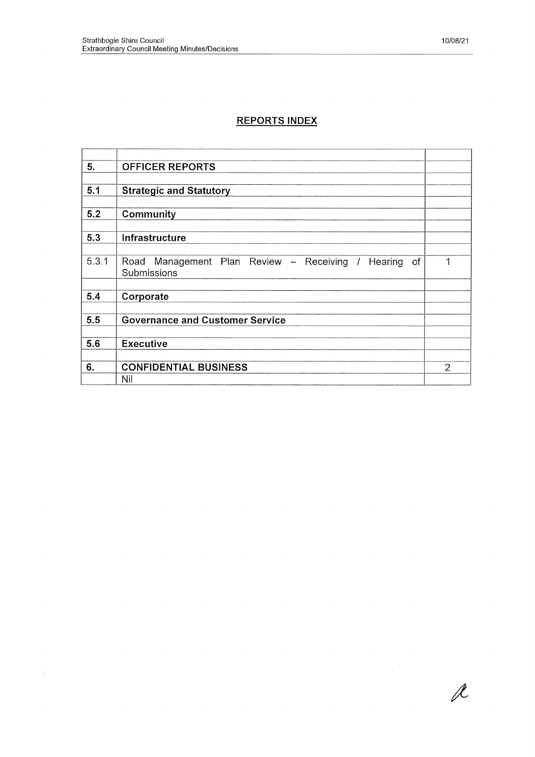## REPORTS INDEX

| | | |
|---|---|---|
| **5.** | **OFFICER REPORTS** | |
| | | |
| **5.1** | **Strategic and Statutory** | |
| | | |
| **5.2** | **Community** | |
| | | |
| **5.3** | **Infrastructure** | |
| | | |
| 5.3.1 | Road Management Plan Review – Receiving / Hearing of Submissions | 1 |
| | | |
| **5.4** | **Corporate** | |
| | | |
| **5.5** | **Governance and Customer Service** | |
| | | |
| **5.6** | **Executive** | |
| | | |
| **6.** | **CONFIDENTIAL BUSINESS** | 2 |
| | Nil | |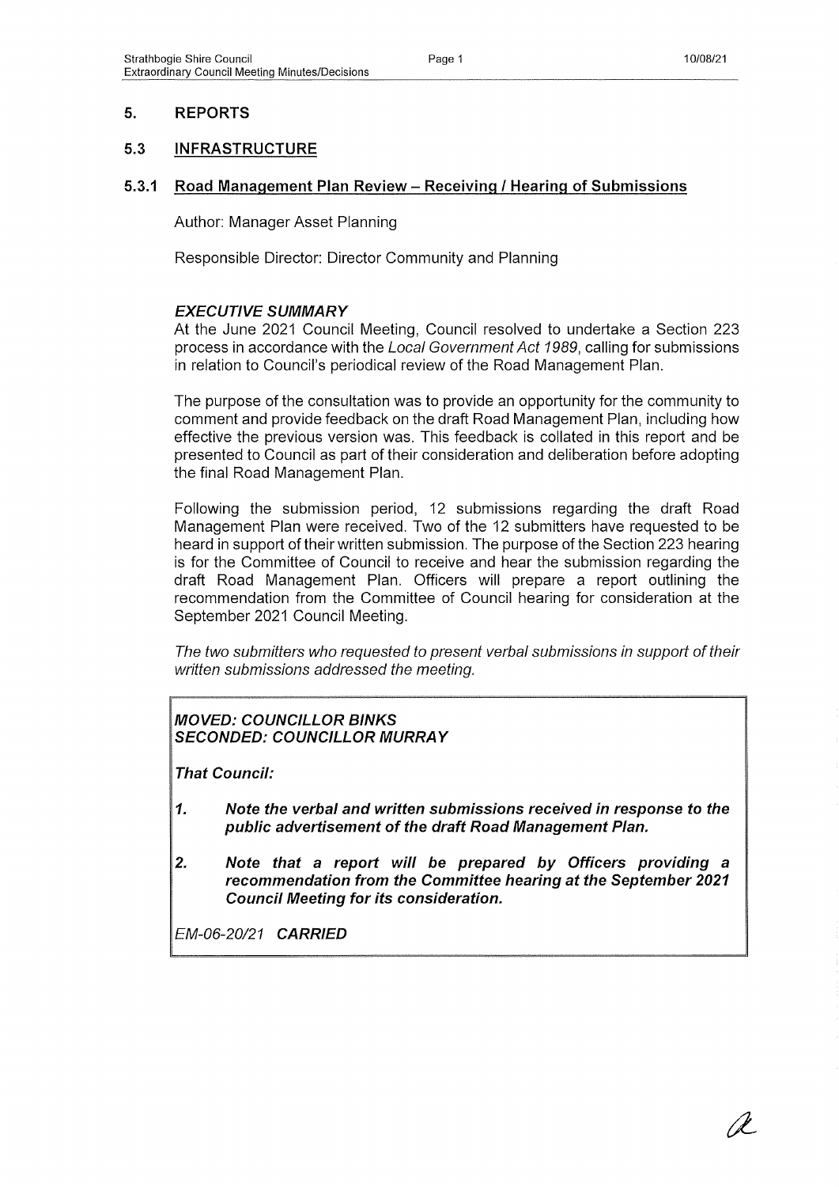## 5. REPORTS

## 5.3 INFRASTRUCTURE

### 5.3.1 Road Management Plan Review – Receiving / Hearing of Submissions

Author: Manager Asset Planning

Responsible Director: Director Community and Planning

***EXECUTIVE SUMMARY***

At the June 2021 Council Meeting, Council resolved to undertake a Section 223 process in accordance with the *Local Government Act 1989*, calling for submissions in relation to Council's periodical review of the Road Management Plan.

The purpose of the consultation was to provide an opportunity for the community to comment and provide feedback on the draft Road Management Plan, including how effective the previous version was. This feedback is collated in this report and be presented to Council as part of their consideration and deliberation before adopting the final Road Management Plan.

Following the submission period, 12 submissions regarding the draft Road Management Plan were received. Two of the 12 submitters have requested to be heard in support of their written submission. The purpose of the Section 223 hearing is for the Committee of Council to receive and hear the submission regarding the draft Road Management Plan. Officers will prepare a report outlining the recommendation from the Committee of Council hearing for consideration at the September 2021 Council Meeting.

*The two submitters who requested to present verbal submissions in support of their written submissions addressed the meeting.*

***MOVED: COUNCILLOR BINKS***
***SECONDED: COUNCILLOR MURRAY***

***That Council:***

1. ***Note the verbal and written submissions received in response to the public advertisement of the draft Road Management Plan.***
2. ***Note that a report will be prepared by Officers providing a recommendation from the Committee hearing at the September 2021 Council Meeting for its consideration.***

*EM-06-20/21* ***CARRIED***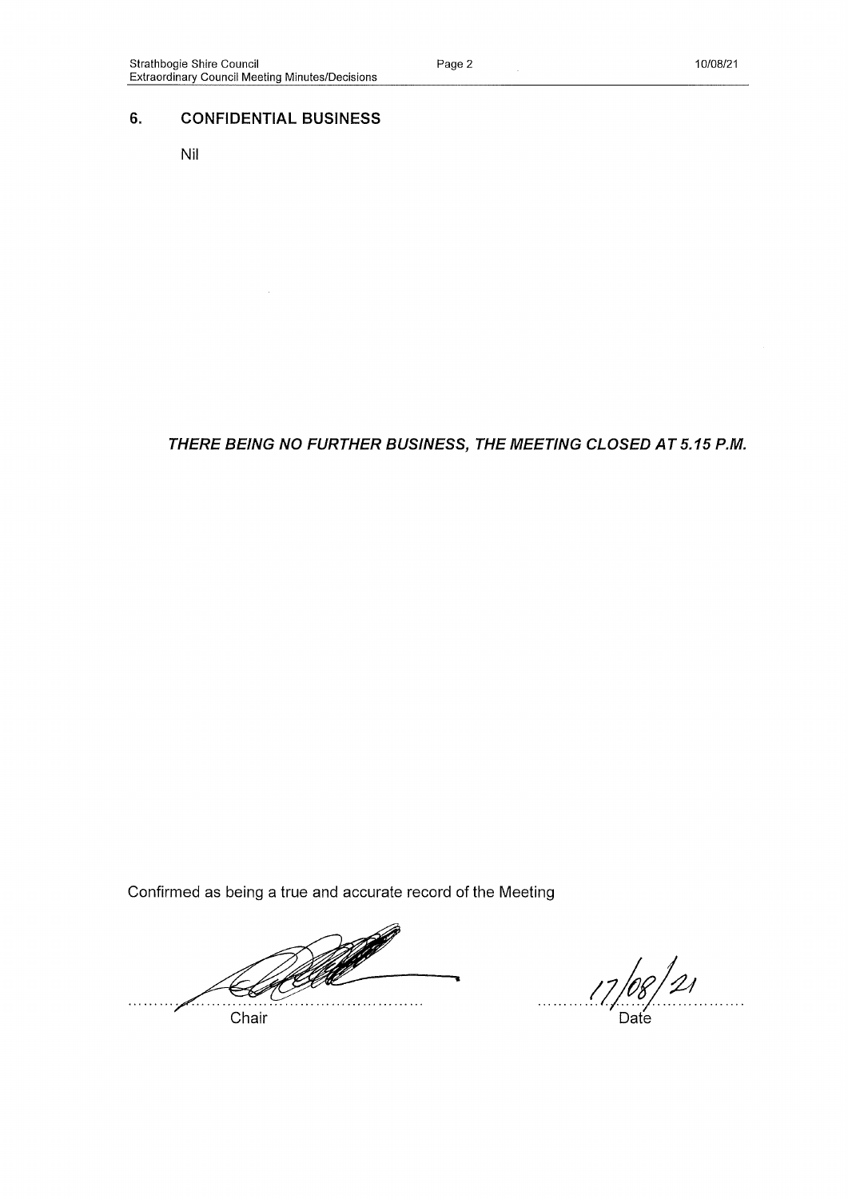## 6. CONFIDENTIAL BUSINESS

Nil

***THERE BEING NO FURTHER BUSINESS, THE MEETING CLOSED AT 5.15 P.M.***

Confirmed as being a true and accurate record of the Meeting

........................................................ 
Chair

17/08/21
........................................................ 
Date